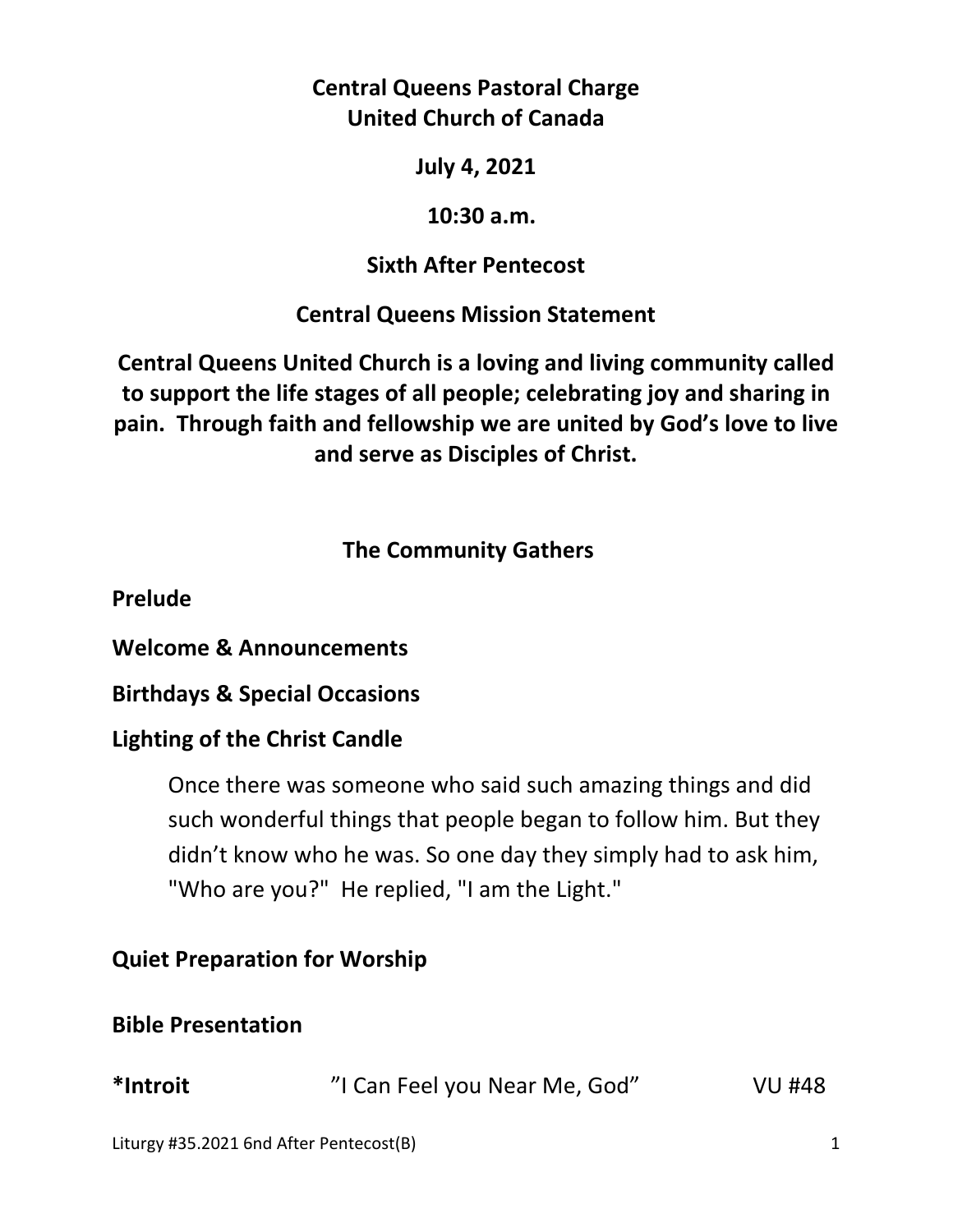**Central Queens Pastoral Charge**
**United Church of Canada**

**July 4, 2021**

**10:30 a.m.**

**Sixth After Pentecost**

**Central Queens Mission Statement**

**Central Queens United Church is a loving and living community called to support the life stages of all people; celebrating joy and sharing in pain. Through faith and fellowship we are united by God's love to live and serve as Disciples of Christ.**

## The Community Gathers

**Prelude**

**Welcome & Announcements**

**Birthdays & Special Occasions**

**Lighting of the Christ Candle**

> Once there was someone who said such amazing things and did such wonderful things that people began to follow him. But they didn't know who he was. So one day they simply had to ask him, "Who are you?" He replied, "I am the Light."

**Quiet Preparation for Worship**

**Bible Presentation**

**\*Introit** "I Can Feel you Near Me, God" VU #48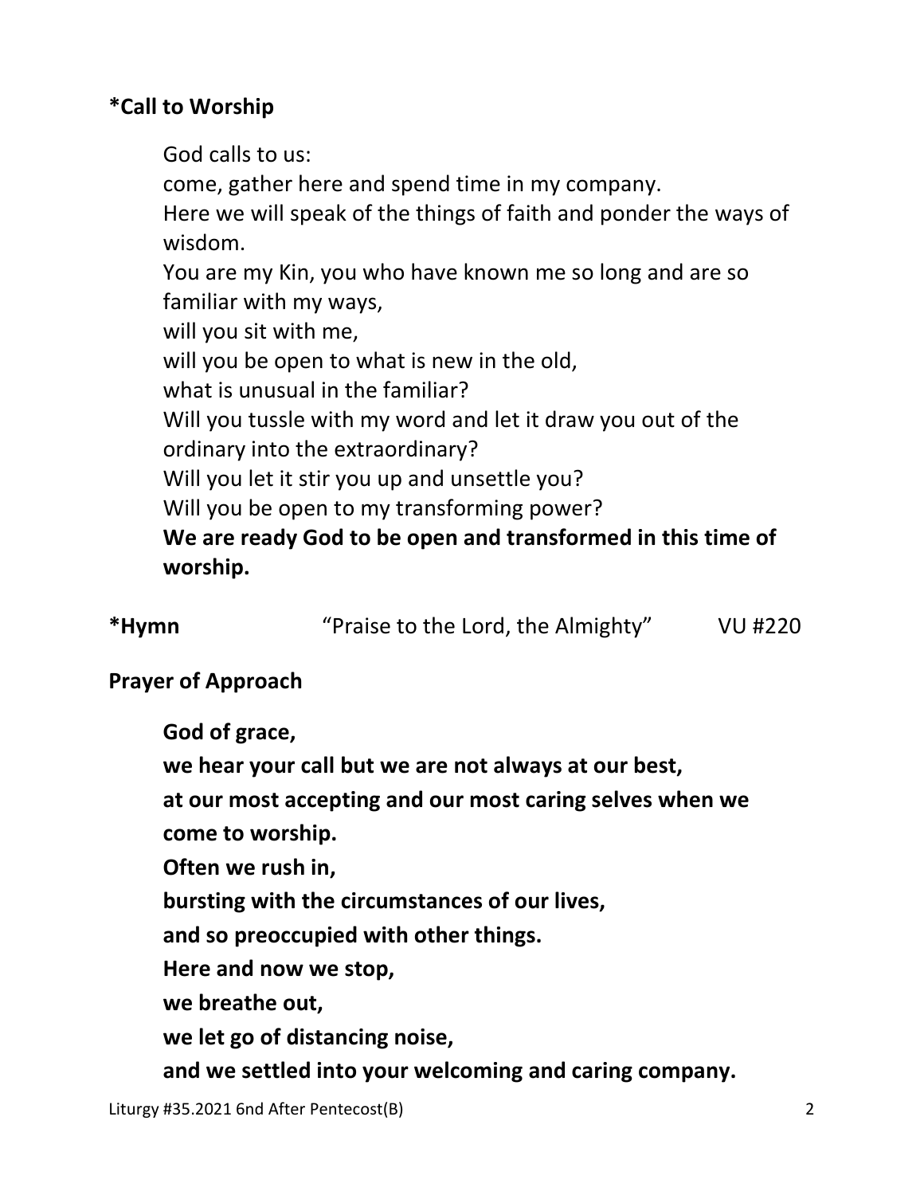**\*Call to Worship**

God calls to us:
come, gather here and spend time in my company.
Here we will speak of the things of faith and ponder the ways of wisdom.
You are my Kin, you who have known me so long and are so familiar with my ways,
will you sit with me,
will you be open to what is new in the old,
what is unusual in the familiar?
Will you tussle with my word and let it draw you out of the ordinary into the extraordinary?
Will you let it stir you up and unsettle you?
Will you be open to my transforming power?
**We are ready God to be open and transformed in this time of worship.**

**\*Hymn** "Praise to the Lord, the Almighty" VU #220

**Prayer of Approach**

**God of grace,**
**we hear your call but we are not always at our best,**
**at our most accepting and our most caring selves when we come to worship.**
**Often we rush in,**
**bursting with the circumstances of our lives,**
**and so preoccupied with other things.**
**Here and now we stop,**
**we breathe out,**
**we let go of distancing noise,**
**and we settled into your welcoming and caring company.**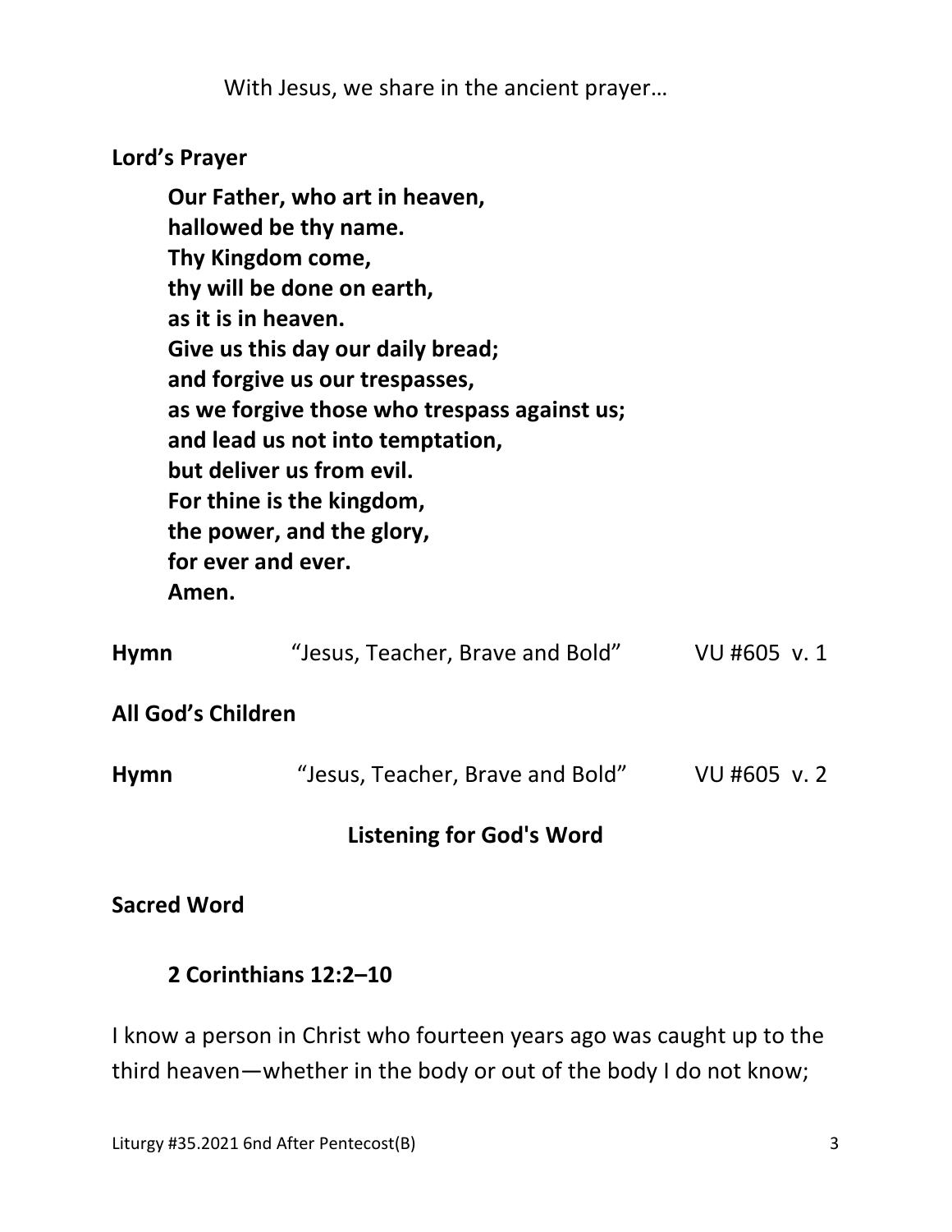With Jesus, we share in the ancient prayer…

**Lord's Prayer**

**Our Father, who art in heaven,**
**hallowed be thy name.**
**Thy Kingdom come,**
**thy will be done on earth,**
**as it is in heaven.**
**Give us this day our daily bread;**
**and forgive us our trespasses,**
**as we forgive those who trespass against us;**
**and lead us not into temptation,**
**but deliver us from evil.**
**For thine is the kingdom,**
**the power, and the glory,**
**for ever and ever.**
**Amen.**

**Hymn** "Jesus, Teacher, Brave and Bold" VU #605 v. 1

**All God's Children**

**Hymn** "Jesus, Teacher, Brave and Bold" VU #605 v. 2

## Listening for God's Word

**Sacred Word**

**2 Corinthians 12:2–10**

I know a person in Christ who fourteen years ago was caught up to the third heaven—whether in the body or out of the body I do not know;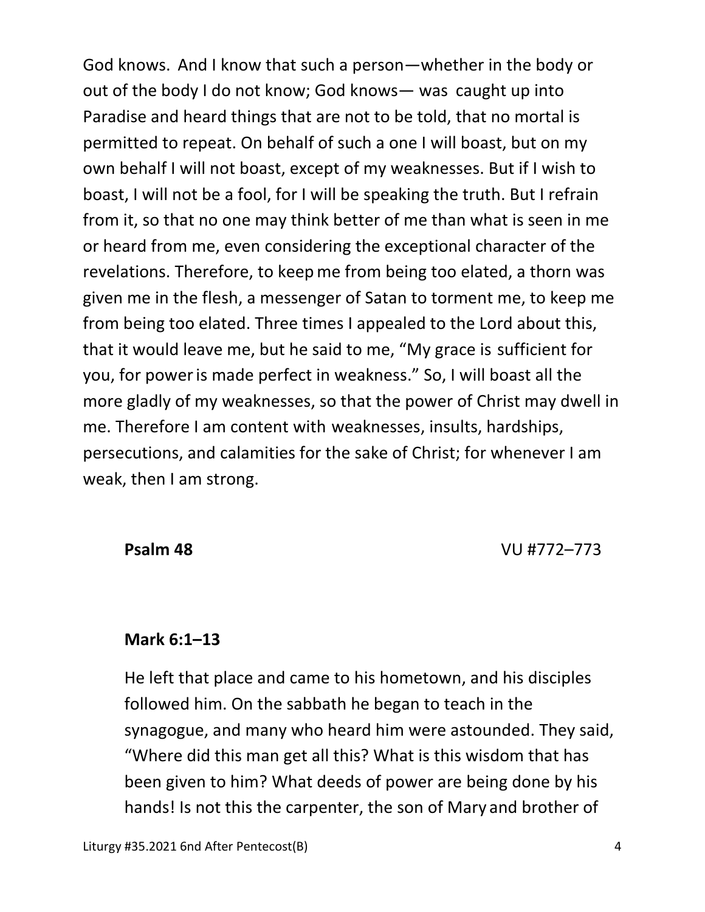God knows. And I know that such a person—whether in the body or out of the body I do not know; God knows— was caught up into Paradise and heard things that are not to be told, that no mortal is permitted to repeat. On behalf of such a one I will boast, but on my own behalf I will not boast, except of my weaknesses. But if I wish to boast, I will not be a fool, for I will be speaking the truth. But I refrain from it, so that no one may think better of me than what is seen in me or heard from me, even considering the exceptional character of the revelations. Therefore, to keep me from being too elated, a thorn was given me in the flesh, a messenger of Satan to torment me, to keep me from being too elated. Three times I appealed to the Lord about this, that it would leave me, but he said to me, "My grace is sufficient for you, for power is made perfect in weakness." So, I will boast all the more gladly of my weaknesses, so that the power of Christ may dwell in me. Therefore I am content with weaknesses, insults, hardships, persecutions, and calamities for the sake of Christ; for whenever I am weak, then I am strong.

**Psalm 48** VU #772–773

**Mark 6:1–13**

He left that place and came to his hometown, and his disciples followed him. On the sabbath he began to teach in the synagogue, and many who heard him were astounded. They said, "Where did this man get all this? What is this wisdom that has been given to him? What deeds of power are being done by his hands! Is not this the carpenter, the son of Mary and brother of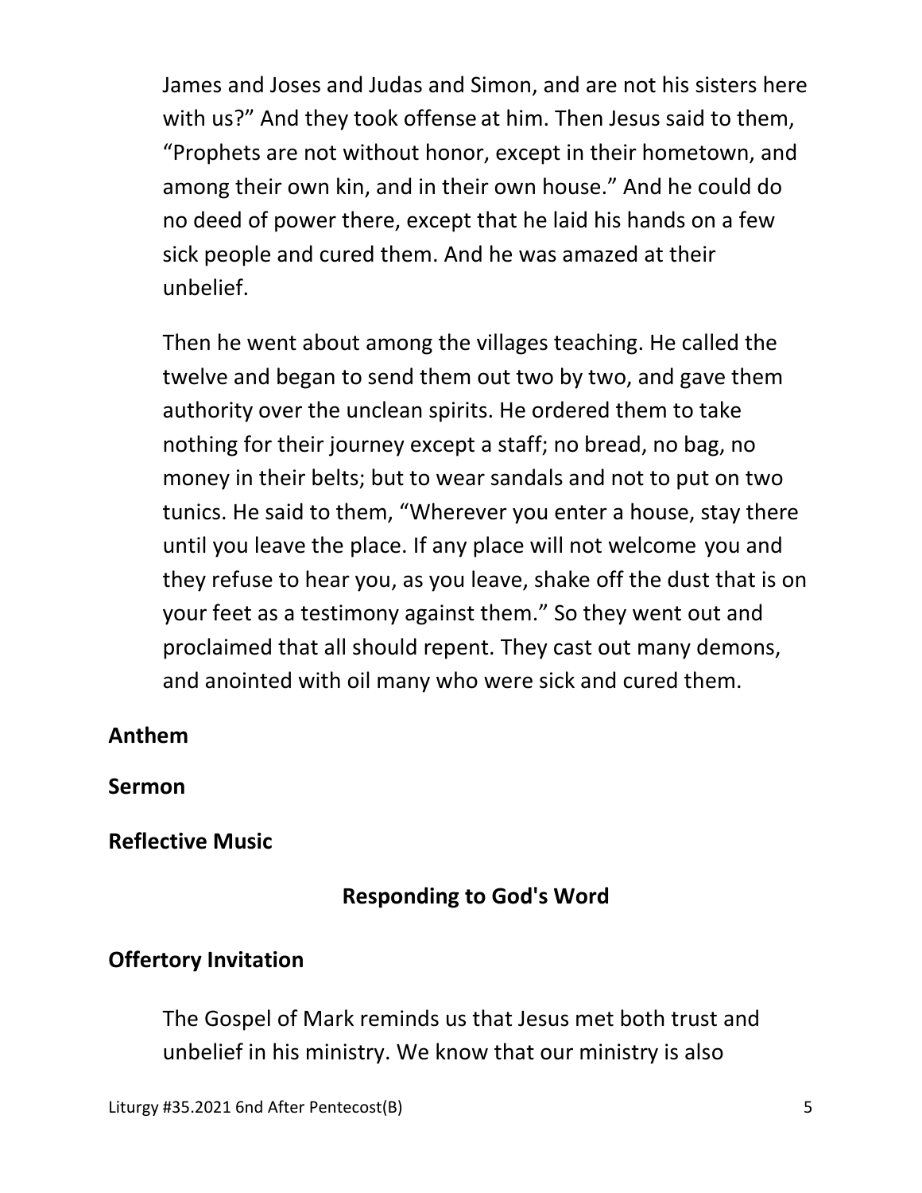James and Joses and Judas and Simon, and are not his sisters here with us?" And they took offense at him. Then Jesus said to them, "Prophets are not without honor, except in their hometown, and among their own kin, and in their own house." And he could do no deed of power there, except that he laid his hands on a few sick people and cured them. And he was amazed at their unbelief.

Then he went about among the villages teaching. He called the twelve and began to send them out two by two, and gave them authority over the unclean spirits. He ordered them to take nothing for their journey except a staff; no bread, no bag, no money in their belts; but to wear sandals and not to put on two tunics. He said to them, "Wherever you enter a house, stay there until you leave the place. If any place will not welcome you and they refuse to hear you, as you leave, shake off the dust that is on your feet as a testimony against them." So they went out and proclaimed that all should repent. They cast out many demons, and anointed with oil many who were sick and cured them.

**Anthem**

**Sermon**

**Reflective Music**

## Responding to God's Word

**Offertory Invitation**

The Gospel of Mark reminds us that Jesus met both trust and unbelief in his ministry. We know that our ministry is also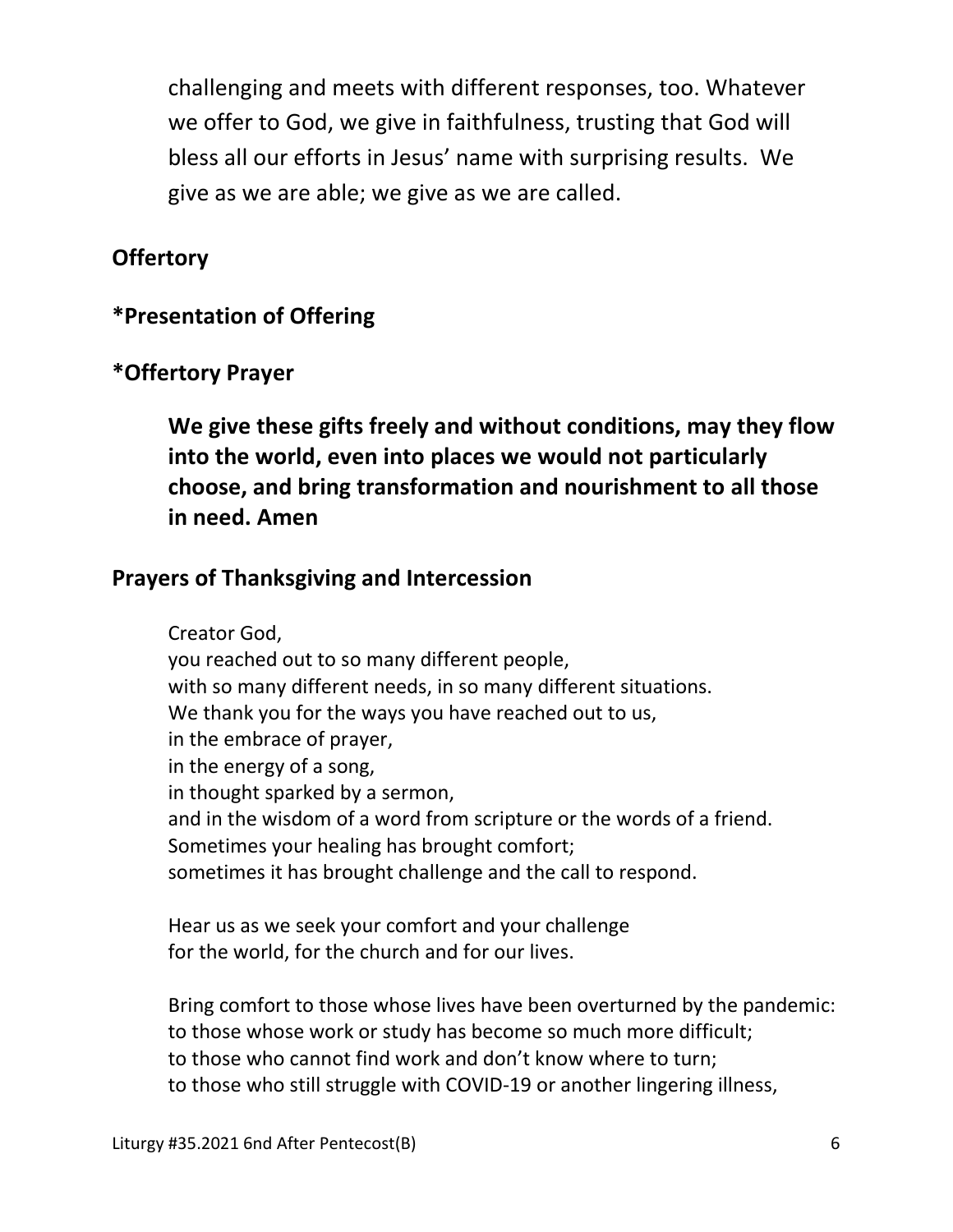challenging and meets with different responses, too. Whatever we offer to God, we give in faithfulness, trusting that God will bless all our efforts in Jesus' name with surprising results. We give as we are able; we give as we are called.

**Offertory**

**\*Presentation of Offering**

**\*Offertory Prayer**

**We give these gifts freely and without conditions, may they flow into the world, even into places we would not particularly choose, and bring transformation and nourishment to all those in need. Amen**

**Prayers of Thanksgiving and Intercession**

Creator God,
you reached out to so many different people,
with so many different needs, in so many different situations.
We thank you for the ways you have reached out to us,
in the embrace of prayer,
in the energy of a song,
in thought sparked by a sermon,
and in the wisdom of a word from scripture or the words of a friend.
Sometimes your healing has brought comfort;
sometimes it has brought challenge and the call to respond.

Hear us as we seek your comfort and your challenge
for the world, for the church and for our lives.

Bring comfort to those whose lives have been overturned by the pandemic:
to those whose work or study has become so much more difficult;
to those who cannot find work and don't know where to turn;
to those who still struggle with COVID-19 or another lingering illness,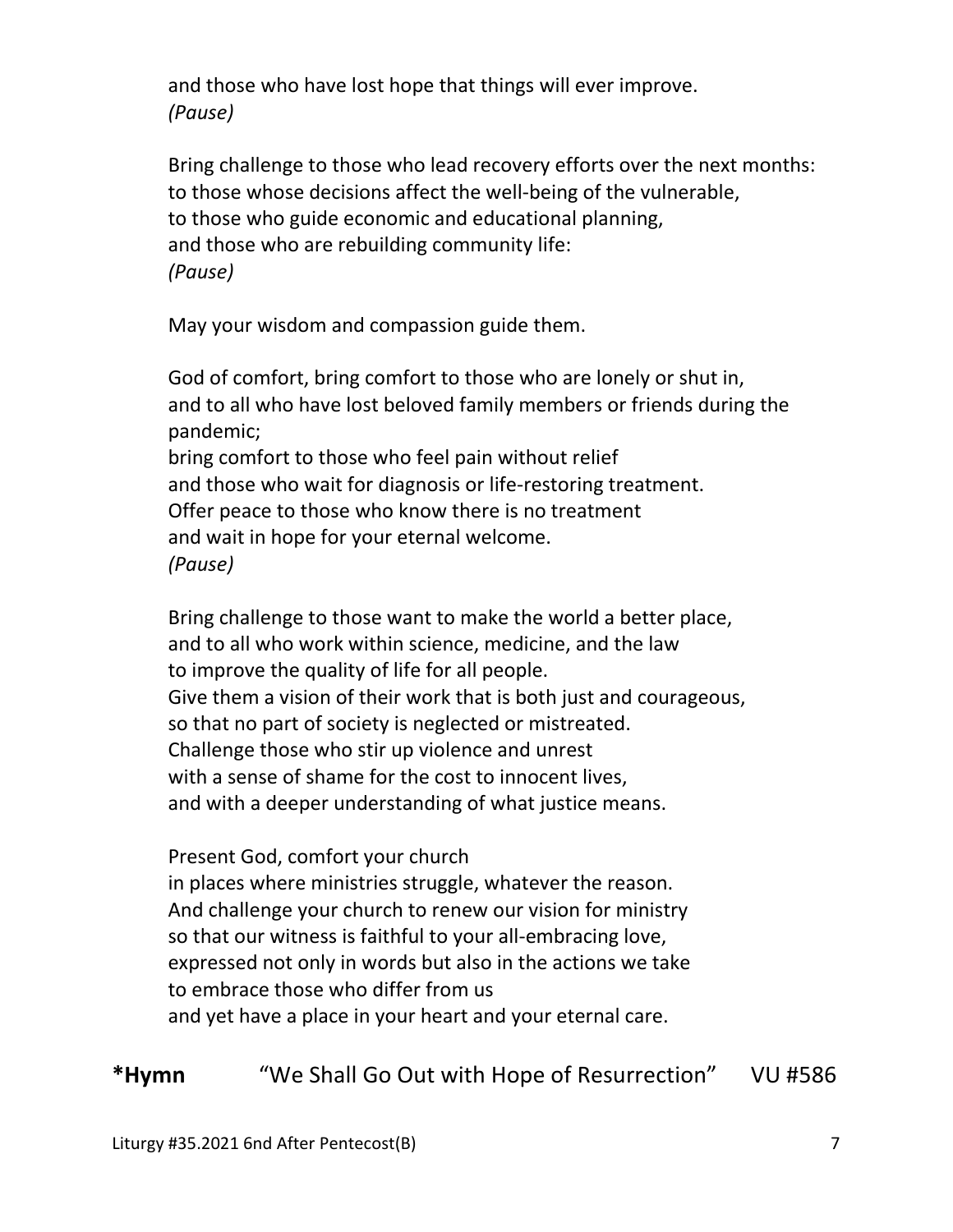and those who have lost hope that things will ever improve.
*(Pause)*

Bring challenge to those who lead recovery efforts over the next months:
to those whose decisions affect the well-being of the vulnerable,
to those who guide economic and educational planning,
and those who are rebuilding community life:
*(Pause)*

May your wisdom and compassion guide them.

God of comfort, bring comfort to those who are lonely or shut in,
and to all who have lost beloved family members or friends during the pandemic;
bring comfort to those who feel pain without relief
and those who wait for diagnosis or life-restoring treatment.
Offer peace to those who know there is no treatment
and wait in hope for your eternal welcome.
*(Pause)*

Bring challenge to those want to make the world a better place,
and to all who work within science, medicine, and the law
to improve the quality of life for all people.
Give them a vision of their work that is both just and courageous,
so that no part of society is neglected or mistreated.
Challenge those who stir up violence and unrest
with a sense of shame for the cost to innocent lives,
and with a deeper understanding of what justice means.

Present God, comfort your church
in places where ministries struggle, whatever the reason.
And challenge your church to renew our vision for ministry
so that our witness is faithful to your all-embracing love,
expressed not only in words but also in the actions we take
to embrace those who differ from us
and yet have a place in your heart and your eternal care.

**\*Hymn** "We Shall Go Out with Hope of Resurrection" VU #586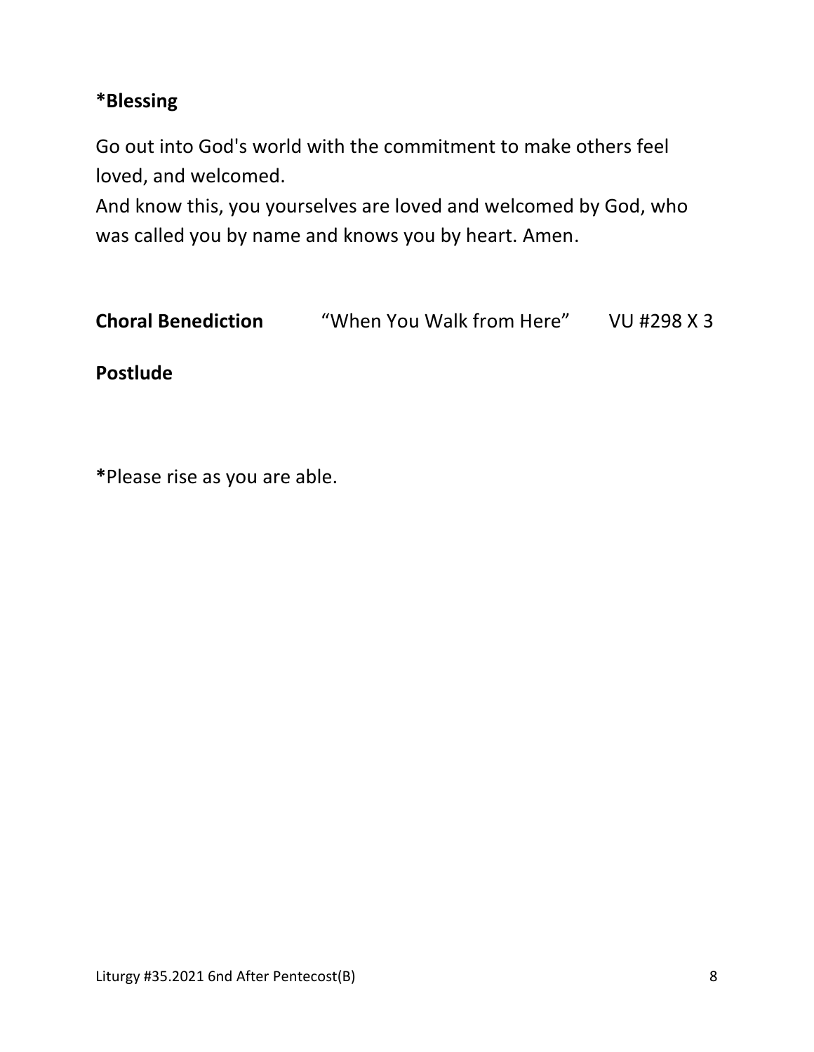**\*Blessing**

Go out into God's world with the commitment to make others feel loved, and welcomed.
And know this, you yourselves are loved and welcomed by God, who was called you by name and knows you by heart. Amen.

**Choral Benediction** "When You Walk from Here" VU #298 X 3

**Postlude**

**\***Please rise as you are able.